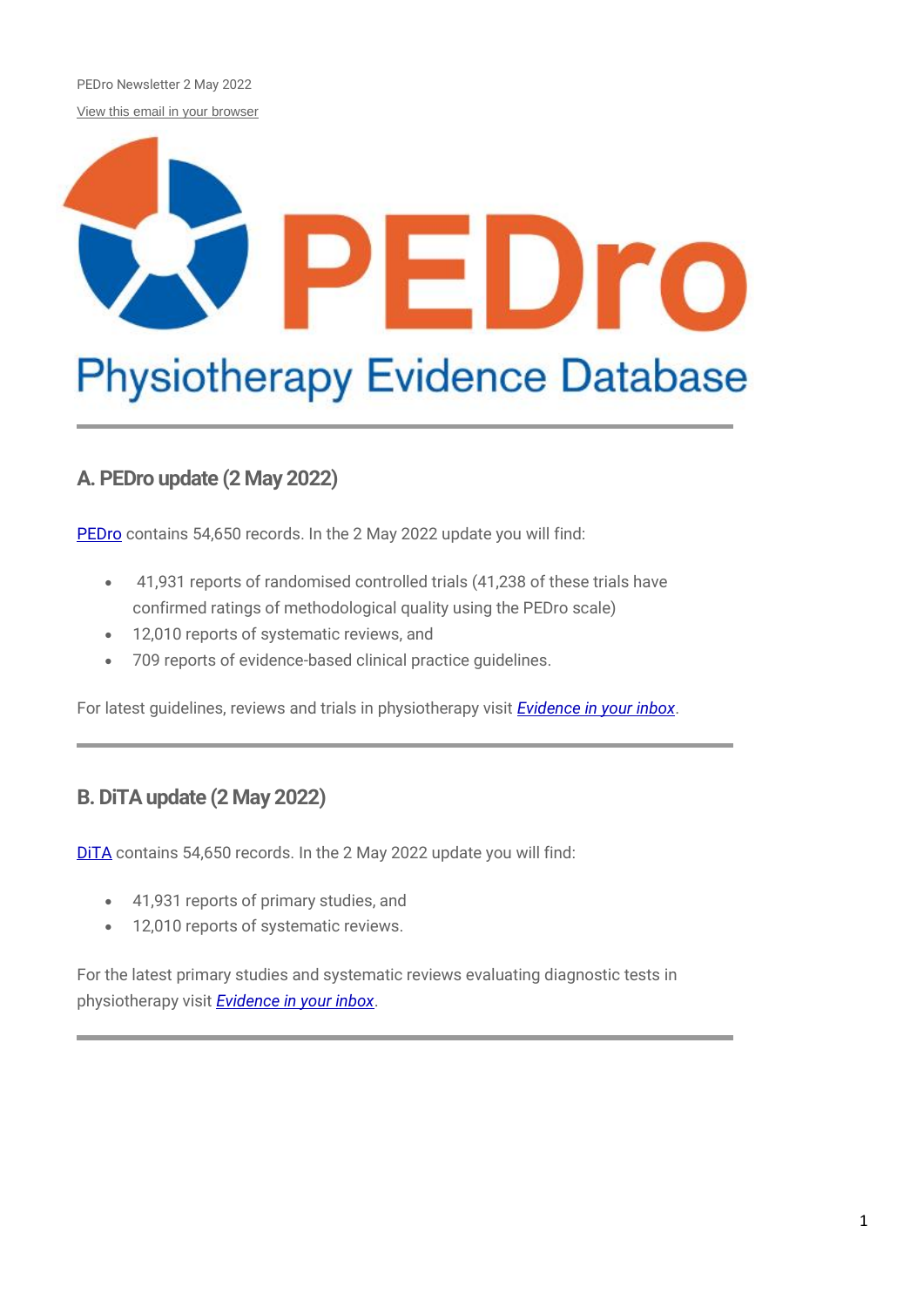PEDro Newsletter 2 May 2022

View this email in your browser

PEDro

Physiotherapy Evidence Database

## A. PEDro update (2 May 2022)

PEDro contains 54,650 records. In the 2 May 2022 update you will find:

- 41,931 reports of randomised controlled trials (41,238 of these trials have confirmed ratings of methodological quality using the PEDro scale)
- 12,010 reports of systematic reviews, and
- 709 reports of evidence-based clinical practice guidelines.

For latest guidelines, reviews and trials in physiotherapy visit *Evidence in your inbox*.

## B. DiTA update (2 May 2022)

DiTA contains 54,650 records. In the 2 May 2022 update you will find:

- 41,931 reports of primary studies, and
- 12,010 reports of systematic reviews.

For the latest primary studies and systematic reviews evaluating diagnostic tests in physiotherapy visit *Evidence in your inbox*.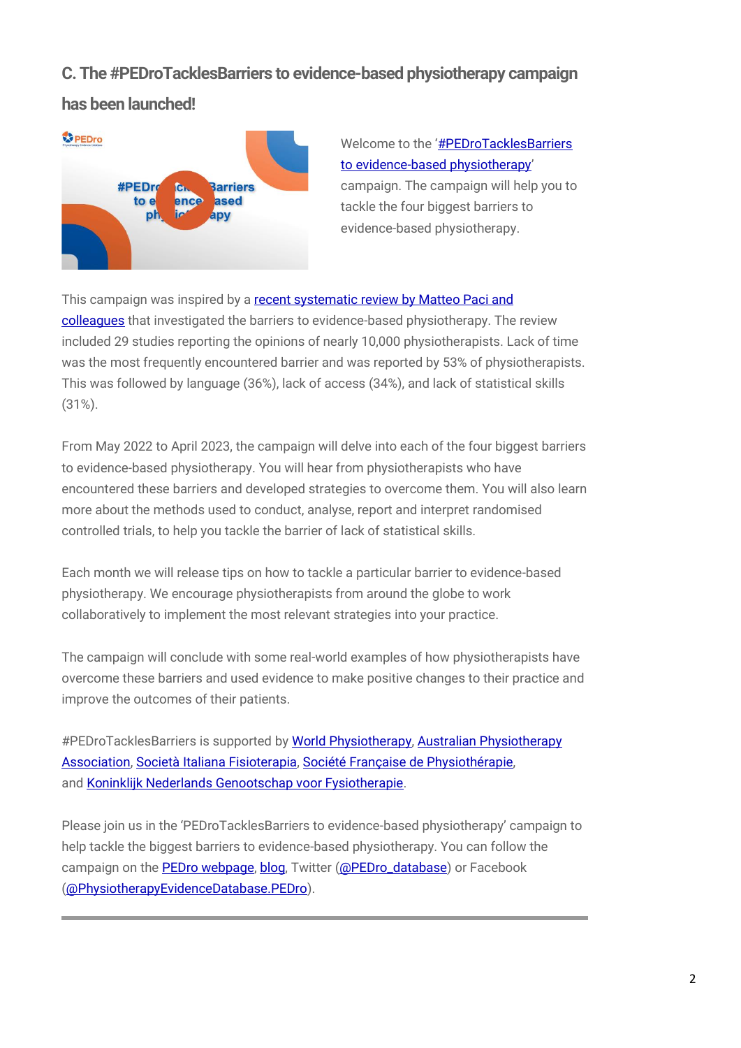## C. The #PEDroTacklesBarriers to evidence-based physiotherapy campaign has been launched!

Welcome to the '#PEDroTacklesBarriers to evidence-based physiotherapy' campaign. The campaign will help you to tackle the four biggest barriers to evidence-based physiotherapy.

This campaign was inspired by a recent systematic review by Matteo Paci and colleagues that investigated the barriers to evidence-based physiotherapy. The review included 29 studies reporting the opinions of nearly 10,000 physiotherapists. Lack of time was the most frequently encountered barrier and was reported by 53% of physiotherapists. This was followed by language (36%), lack of access (34%), and lack of statistical skills (31%).

From May 2022 to April 2023, the campaign will delve into each of the four biggest barriers to evidence-based physiotherapy. You will hear from physiotherapists who have encountered these barriers and developed strategies to overcome them. You will also learn more about the methods used to conduct, analyse, report and interpret randomised controlled trials, to help you tackle the barrier of lack of statistical skills.

Each month we will release tips on how to tackle a particular barrier to evidence-based physiotherapy. We encourage physiotherapists from around the globe to work collaboratively to implement the most relevant strategies into your practice.

The campaign will conclude with some real-world examples of how physiotherapists have overcome these barriers and used evidence to make positive changes to their practice and improve the outcomes of their patients.

#PEDroTacklesBarriers is supported by World Physiotherapy, Australian Physiotherapy Association, Società Italiana Fisioterapia, Société Française de Physiothérapie, and Koninklijk Nederlands Genootschap voor Fysiotherapie.

Please join us in the 'PEDroTacklesBarriers to evidence-based physiotherapy' campaign to help tackle the biggest barriers to evidence-based physiotherapy. You can follow the campaign on the PEDro webpage, blog, Twitter (@PEDro_database) or Facebook (@PhysiotherapyEvidenceDatabase.PEDro).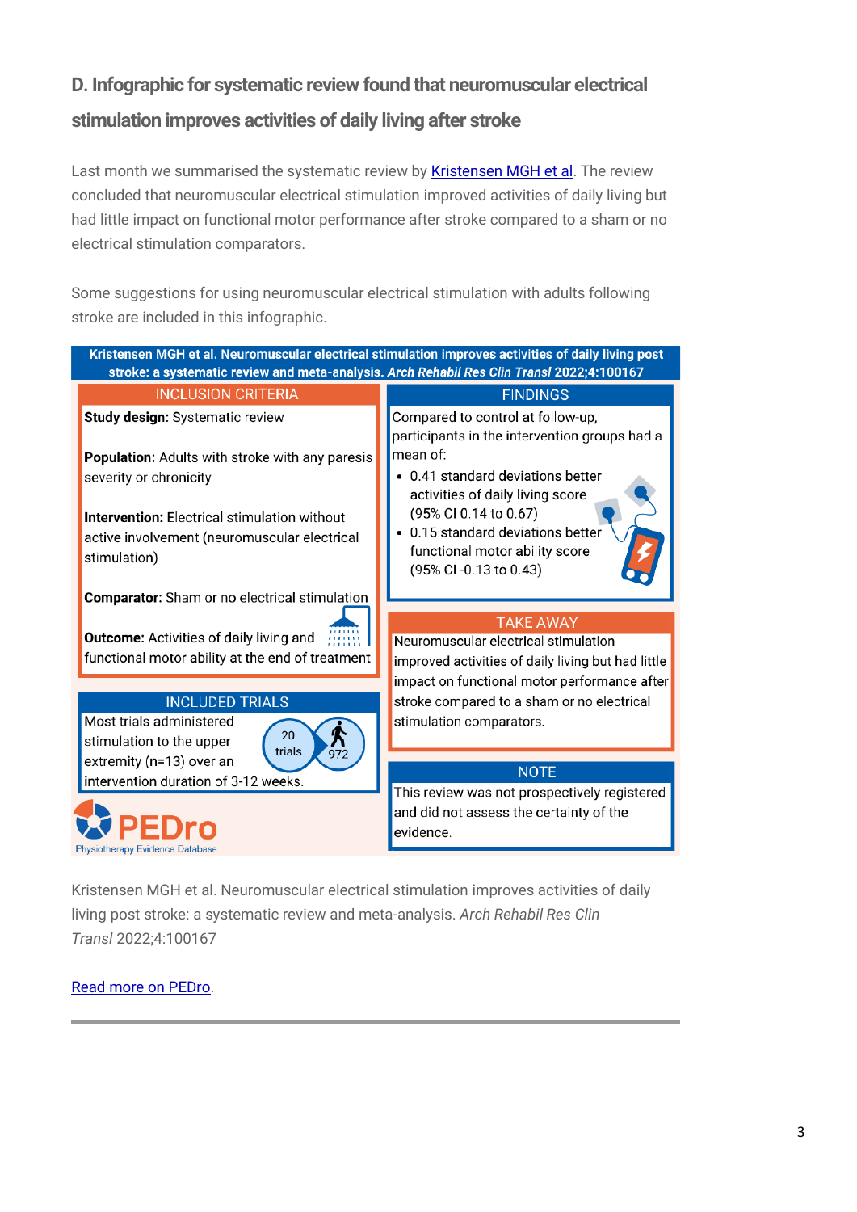## D. Infographic for systematic review found that neuromuscular electrical stimulation improves activities of daily living after stroke

Last month we summarised the systematic review by [Kristensen MGH et al](). The review concluded that neuromuscular electrical stimulation improved activities of daily living but had little impact on functional motor performance after stroke compared to a sham or no electrical stimulation comparators.

Some suggestions for using neuromuscular electrical stimulation with adults following stroke are included in this infographic.

**Kristensen MGH et al. Neuromuscular electrical stimulation improves activities of daily living post stroke: a systematic review and meta-analysis. *Arch Rehabil Res Clin Transl* 2022;4:100167**

**INCLUSION CRITERIA**

**Study design:** Systematic review

**Population:** Adults with stroke with any paresis severity or chronicity

**Intervention:** Electrical stimulation without active involvement (neuromuscular electrical stimulation)

**Comparator:** Sham or no electrical stimulation

**Outcome:** Activities of daily living and functional motor ability at the end of treatment

**INCLUDED TRIALS**

Most trials administered stimulation to the upper extremity (n=13) over an intervention duration of 3-12 weeks.

20 trials

972

**FINDINGS**

Compared to control at follow-up, participants in the intervention groups had a mean of:

- 0.41 standard deviations better activities of daily living score (95% CI 0.14 to 0.67)
- 0.15 standard deviations better functional motor ability score (95% CI -0.13 to 0.43)

**TAKE AWAY**

Neuromuscular electrical stimulation improved activities of daily living but had little impact on functional motor performance after stroke compared to a sham or no electrical stimulation comparators.

**NOTE**

This review was not prospectively registered and did not assess the certainty of the evidence.

PEDro
Physiotherapy Evidence Database

Kristensen MGH et al. Neuromuscular electrical stimulation improves activities of daily living post stroke: a systematic review and meta-analysis. *Arch Rehabil Res Clin Transl* 2022;4:100167

[Read more on PEDro]().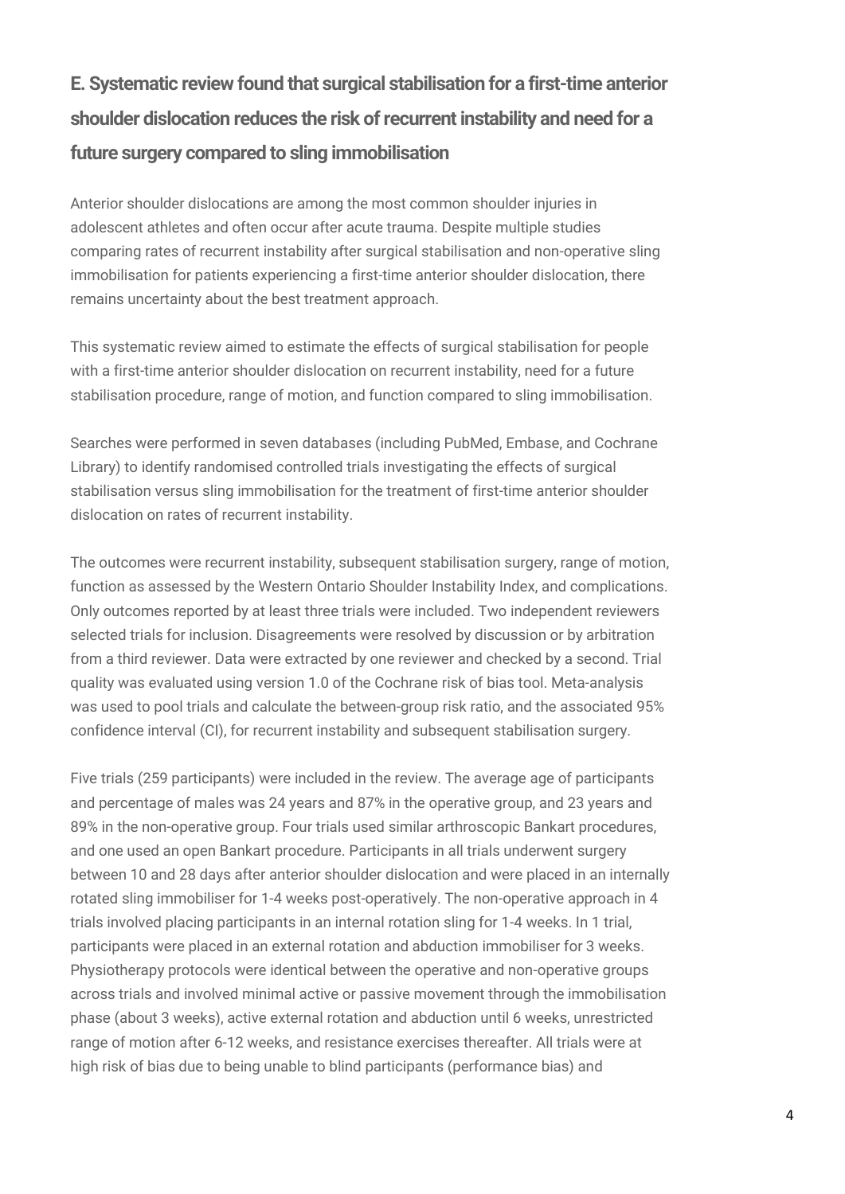## E. Systematic review found that surgical stabilisation for a first-time anterior shoulder dislocation reduces the risk of recurrent instability and need for a future surgery compared to sling immobilisation

Anterior shoulder dislocations are among the most common shoulder injuries in adolescent athletes and often occur after acute trauma. Despite multiple studies comparing rates of recurrent instability after surgical stabilisation and non-operative sling immobilisation for patients experiencing a first-time anterior shoulder dislocation, there remains uncertainty about the best treatment approach.

This systematic review aimed to estimate the effects of surgical stabilisation for people with a first-time anterior shoulder dislocation on recurrent instability, need for a future stabilisation procedure, range of motion, and function compared to sling immobilisation.

Searches were performed in seven databases (including PubMed, Embase, and Cochrane Library) to identify randomised controlled trials investigating the effects of surgical stabilisation versus sling immobilisation for the treatment of first-time anterior shoulder dislocation on rates of recurrent instability.

The outcomes were recurrent instability, subsequent stabilisation surgery, range of motion, function as assessed by the Western Ontario Shoulder Instability Index, and complications. Only outcomes reported by at least three trials were included. Two independent reviewers selected trials for inclusion. Disagreements were resolved by discussion or by arbitration from a third reviewer. Data were extracted by one reviewer and checked by a second. Trial quality was evaluated using version 1.0 of the Cochrane risk of bias tool. Meta-analysis was used to pool trials and calculate the between-group risk ratio, and the associated 95% confidence interval (CI), for recurrent instability and subsequent stabilisation surgery.

Five trials (259 participants) were included in the review. The average age of participants and percentage of males was 24 years and 87% in the operative group, and 23 years and 89% in the non-operative group. Four trials used similar arthroscopic Bankart procedures, and one used an open Bankart procedure. Participants in all trials underwent surgery between 10 and 28 days after anterior shoulder dislocation and were placed in an internally rotated sling immobiliser for 1-4 weeks post-operatively. The non-operative approach in 4 trials involved placing participants in an internal rotation sling for 1-4 weeks. In 1 trial, participants were placed in an external rotation and abduction immobiliser for 3 weeks. Physiotherapy protocols were identical between the operative and non-operative groups across trials and involved minimal active or passive movement through the immobilisation phase (about 3 weeks), active external rotation and abduction until 6 weeks, unrestricted range of motion after 6-12 weeks, and resistance exercises thereafter. All trials were at high risk of bias due to being unable to blind participants (performance bias) and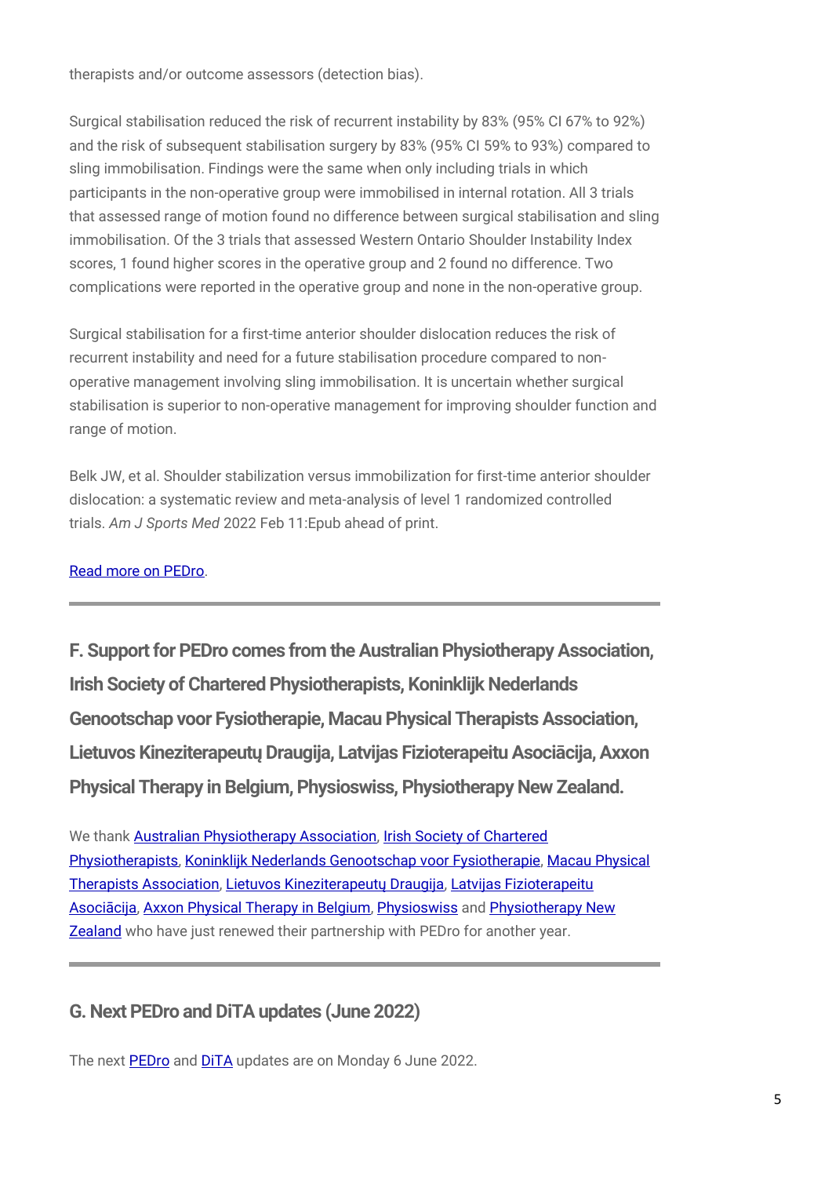therapists and/or outcome assessors (detection bias).

Surgical stabilisation reduced the risk of recurrent instability by 83% (95% CI 67% to 92%) and the risk of subsequent stabilisation surgery by 83% (95% CI 59% to 93%) compared to sling immobilisation. Findings were the same when only including trials in which participants in the non-operative group were immobilised in internal rotation. All 3 trials that assessed range of motion found no difference between surgical stabilisation and sling immobilisation. Of the 3 trials that assessed Western Ontario Shoulder Instability Index scores, 1 found higher scores in the operative group and 2 found no difference. Two complications were reported in the operative group and none in the non-operative group.

Surgical stabilisation for a first-time anterior shoulder dislocation reduces the risk of recurrent instability and need for a future stabilisation procedure compared to non-operative management involving sling immobilisation. It is uncertain whether surgical stabilisation is superior to non-operative management for improving shoulder function and range of motion.

Belk JW, et al. Shoulder stabilization versus immobilization for first-time anterior shoulder dislocation: a systematic review and meta-analysis of level 1 randomized controlled trials. *Am J Sports Med* 2022 Feb 11:Epub ahead of print.

Read more on PEDro.

---

## F. Support for PEDro comes from the Australian Physiotherapy Association, Irish Society of Chartered Physiotherapists, Koninklijk Nederlands Genootschap voor Fysiotherapie, Macau Physical Therapists Association, Lietuvos Kineziterapeutų Draugija, Latvijas Fizioterapeitu Asociācija, Axxon Physical Therapy in Belgium, Physioswiss, Physiotherapy New Zealand.

We thank Australian Physiotherapy Association, Irish Society of Chartered Physiotherapists, Koninklijk Nederlands Genootschap voor Fysiotherapie, Macau Physical Therapists Association, Lietuvos Kineziterapeutų Draugija, Latvijas Fizioterapeitu Asociācija, Axxon Physical Therapy in Belgium, Physioswiss and Physiotherapy New Zealand who have just renewed their partnership with PEDro for another year.

---

## G. Next PEDro and DiTA updates (June 2022)

The next PEDro and DiTA updates are on Monday 6 June 2022.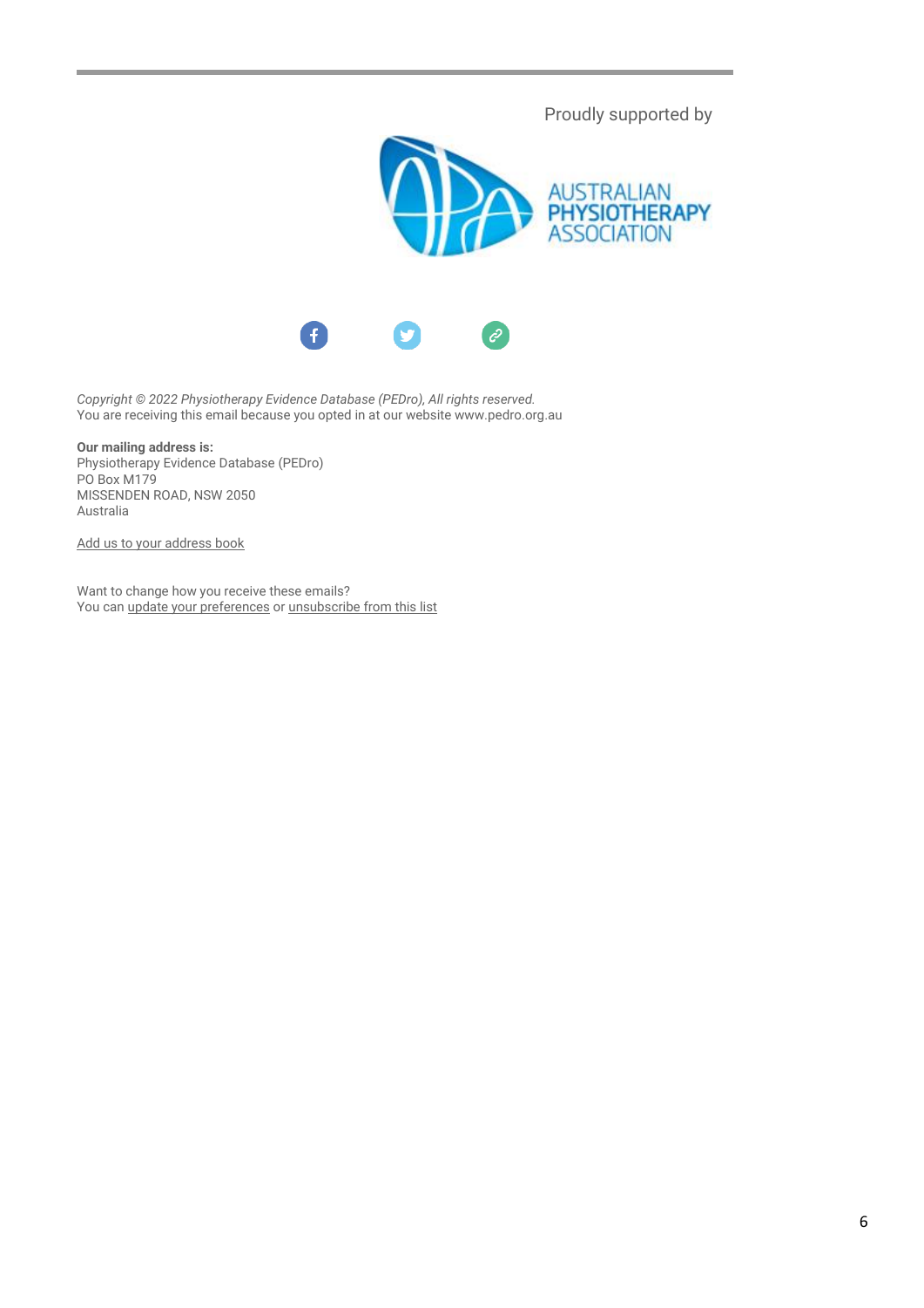Proudly supported by

AUSTRALIAN PHYSIOTHERAPY ASSOCIATION

*Copyright © 2022 Physiotherapy Evidence Database (PEDro), All rights reserved.*
You are receiving this email because you opted in at our website www.pedro.org.au

**Our mailing address is:**
Physiotherapy Evidence Database (PEDro)
PO Box M179
MISSENDEN ROAD, NSW 2050
Australia

Add us to your address book

Want to change how you receive these emails?
You can update your preferences or unsubscribe from this list